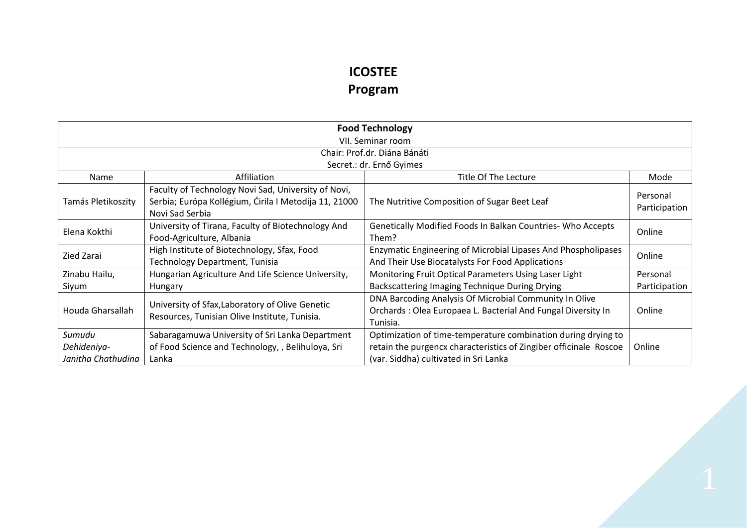# ICOSTEE
# Program

| **Food Technology**<br>VII. Seminar room | | | |
|---|---|---|---|
| Chair: Prof.dr. Diána Bánáti<br>Secret.: dr. Ernő Gyimes | | | |
| Name | Affiliation | Title Of The Lecture | Mode |
| Tamás Pletikoszity | Faculty of Technology Novi Sad, University of Novi, Serbia; Európa Kollégium, Ćirila I Metodija 11, 21000 Novi Sad Serbia | The Nutritive Composition of Sugar Beet Leaf | Personal Participation |
| Elena Kokthi | University of Tirana, Faculty of Biotechnology And Food-Agriculture, Albania | Genetically Modified Foods In Balkan Countries- Who Accepts Them? | Online |
| Zied Zarai | High Institute of Biotechnology, Sfax, Food Technology Department, Tunisia | Enzymatic Engineering of Microbial Lipases And Phospholipases And Their Use Biocatalysts For Food Applications | Online |
| Zinabu Hailu, Siyum | Hungarian Agriculture And Life Science University, Hungary | Monitoring Fruit Optical Parameters Using Laser Light Backscattering Imaging Technique During Drying | Personal Participation |
| Houda Gharsallah | University of Sfax,Laboratory of Olive Genetic Resources, Tunisian Olive Institute, Tunisia. | DNA Barcoding Analysis Of Microbial Community In Olive Orchards : Olea Europaea L. Bacterial And Fungal Diversity In Tunisia. | Online |
| *Sumudu Dehideniya-Janitha Chathudina* | Sabaragamuwa University of Sri Lanka Department of Food Science and Technology, , Belihuloya, Sri Lanka | Optimization of time-temperature combination during drying to retain the purgencx characteristics of Zingiber officinale Roscoe (var. Siddha) cultivated in Sri Lanka | Online |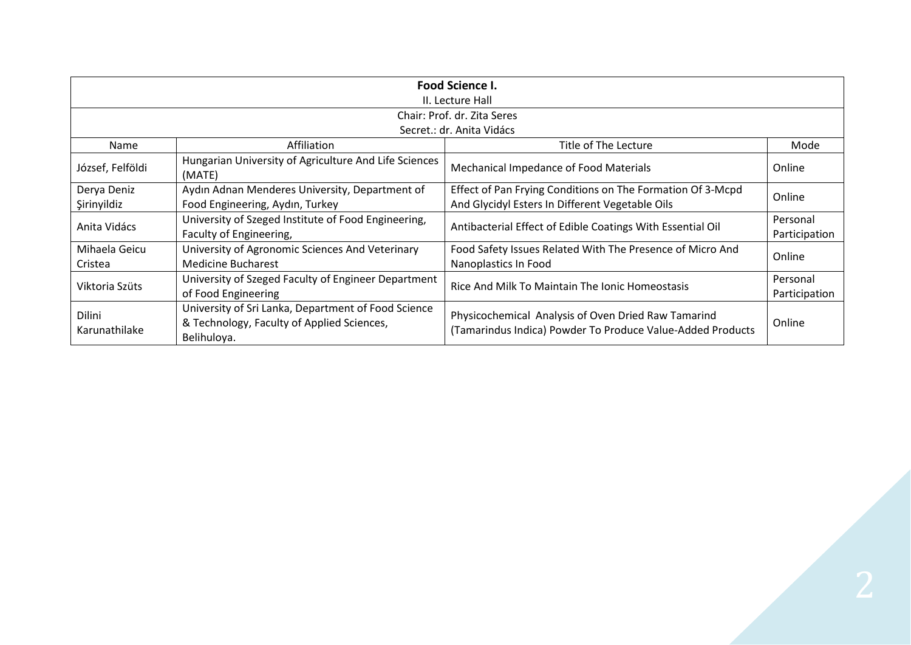| **Food Science I.**<br>II. Lecture Hall | | | |
|---|---|---|---|
| Chair: Prof. dr. Zita Seres<br>Secret.: dr. Anita Vidács | | | |
| Name | Affiliation | Title of The Lecture | Mode |
| József, Felföldi | Hungarian University of Agriculture And Life Sciences (MATE) | Mechanical Impedance of Food Materials | Online |
| Derya Deniz Şirinyildiz | Aydın Adnan Menderes University, Department of Food Engineering, Aydın, Turkey | Effect of Pan Frying Conditions on The Formation Of 3-Mcpd And Glycidyl Esters In Different Vegetable Oils | Online |
| Anita Vidács | University of Szeged Institute of Food Engineering, Faculty of Engineering, | Antibacterial Effect of Edible Coatings With Essential Oil | Personal Participation |
| Mihaela Geicu Cristea | University of Agronomic Sciences And Veterinary Medicine Bucharest | Food Safety Issues Related With The Presence of Micro And Nanoplastics In Food | Online |
| Viktoria Szüts | University of Szeged Faculty of Engineer Department of Food Engineering | Rice And Milk To Maintain The Ionic Homeostasis | Personal Participation |
| Dilini Karunathilake | University of Sri Lanka, Department of Food Science & Technology, Faculty of Applied Sciences, Belihuloya. | Physicochemical Analysis of Oven Dried Raw Tamarind (Tamarindus Indica) Powder To Produce Value-Added Products | Online |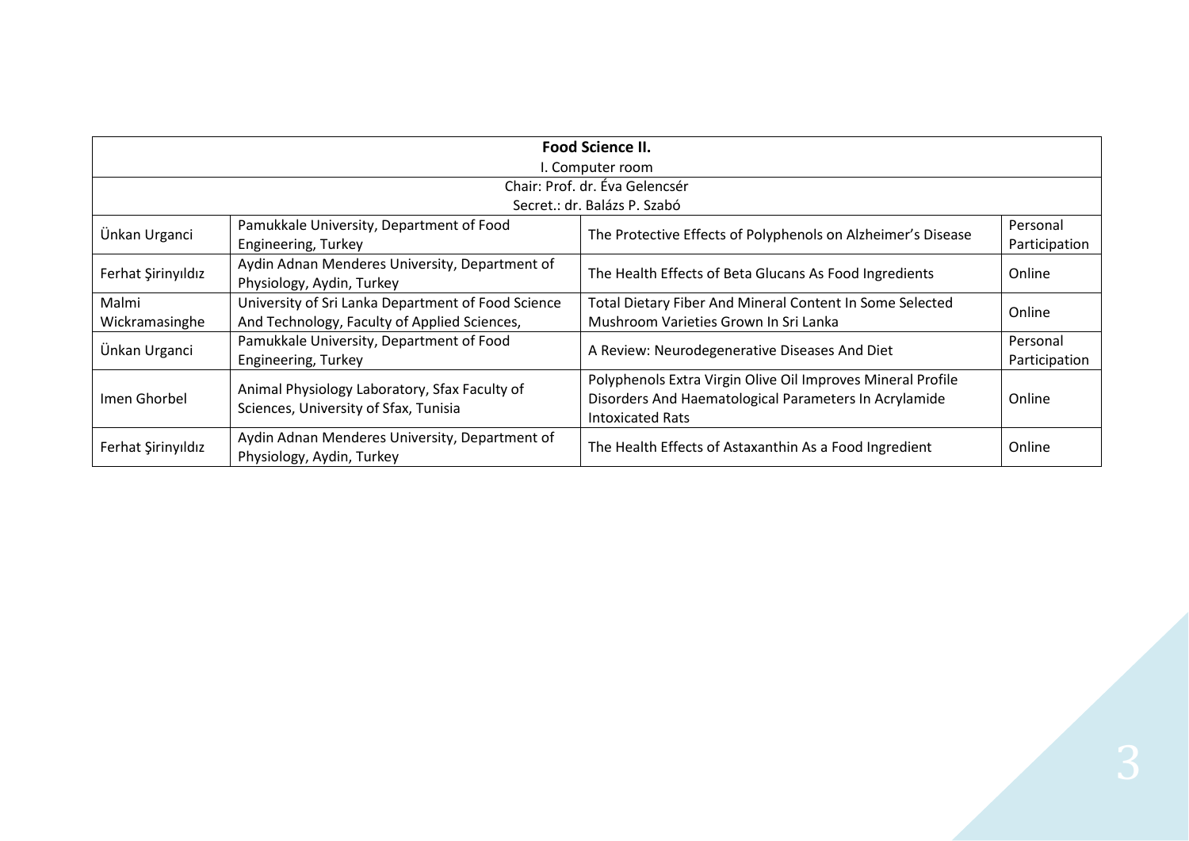| Food Science II. | | | |
|---|---|---|---|
| I. Computer room | | | |
| Chair: Prof. dr. Éva Gelencsér | | | |
| Secret.: dr. Balázs P. Szabó | | | |
| Ünkan Urganci | Pamukkale University, Department of Food Engineering, Turkey | The Protective Effects of Polyphenols on Alzheimer's Disease | Personal Participation |
| Ferhat Şirinyıldız | Aydin Adnan Menderes University, Department of Physiology, Aydin, Turkey | The Health Effects of Beta Glucans As Food Ingredients | Online |
| Malmi Wickramasinghe | University of Sri Lanka Department of Food Science And Technology, Faculty of Applied Sciences, | Total Dietary Fiber And Mineral Content In Some Selected Mushroom Varieties Grown In Sri Lanka | Online |
| Ünkan Urganci | Pamukkale University, Department of Food Engineering, Turkey | A Review: Neurodegenerative Diseases And Diet | Personal Participation |
| Imen Ghorbel | Animal Physiology Laboratory, Sfax Faculty of Sciences, University of Sfax, Tunisia | Polyphenols Extra Virgin Olive Oil Improves Mineral Profile Disorders And Haematological Parameters In Acrylamide Intoxicated Rats | Online |
| Ferhat Şirinyıldız | Aydin Adnan Menderes University, Department of Physiology, Aydin, Turkey | The Health Effects of Astaxanthin As a Food Ingredient | Online |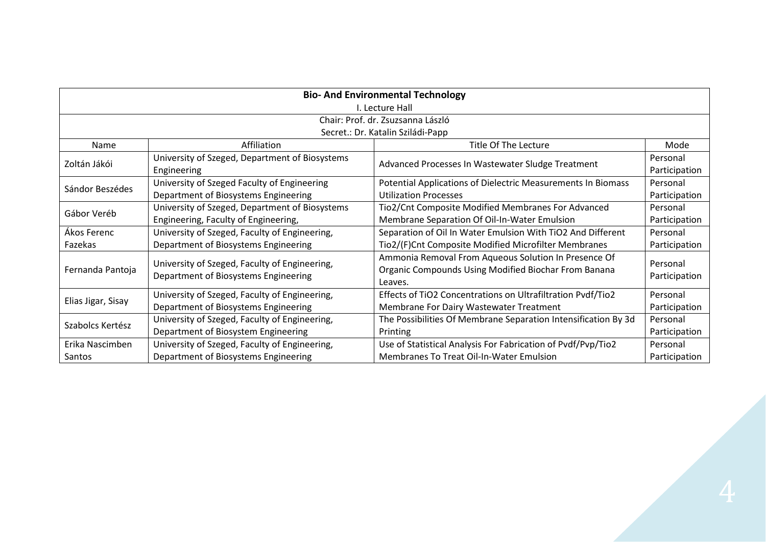| **Bio- And Environmental Technology**<br>I. Lecture Hall | | | |
|---|---|---|---|
| Chair: Prof. dr. Zsuzsanna László<br>Secret.: Dr. Katalin Sziládi-Papp | | | |
| Name | Affiliation | Title Of The Lecture | Mode |
| Zoltán Jákói | University of Szeged, Department of Biosystems Engineering | Advanced Processes In Wastewater Sludge Treatment | Personal Participation |
| Sándor Beszédes | University of Szeged Faculty of Engineering Department of Biosystems Engineering | Potential Applications of Dielectric Measurements In Biomass Utilization Processes | Personal Participation |
| Gábor Veréb | University of Szeged, Department of Biosystems Engineering, Faculty of Engineering, | Tio2/Cnt Composite Modified Membranes For Advanced Membrane Separation Of Oil-In-Water Emulsion | Personal Participation |
| Ákos Ferenc Fazekas | University of Szeged, Faculty of Engineering, Department of Biosystems Engineering | Separation of Oil In Water Emulsion With TiO2 And Different Tio2/(F)Cnt Composite Modified Microfilter Membranes | Personal Participation |
| Fernanda Pantoja | University of Szeged, Faculty of Engineering, Department of Biosystems Engineering | Ammonia Removal From Aqueous Solution In Presence Of Organic Compounds Using Modified Biochar From Banana Leaves. | Personal Participation |
| Elias Jigar, Sisay | University of Szeged, Faculty of Engineering, Department of Biosystems Engineering | Effects of TiO2 Concentrations on Ultrafiltration Pvdf/Tio2 Membrane For Dairy Wastewater Treatment | Personal Participation |
| Szabolcs Kertész | University of Szeged, Faculty of Engineering, Department of Biosystem Engineering | The Possibilities Of Membrane Separation Intensification By 3d Printing | Personal Participation |
| Erika Nascimben Santos | University of Szeged, Faculty of Engineering, Department of Biosystems Engineering | Use of Statistical Analysis For Fabrication of Pvdf/Pvp/Tio2 Membranes To Treat Oil-In-Water Emulsion | Personal Participation |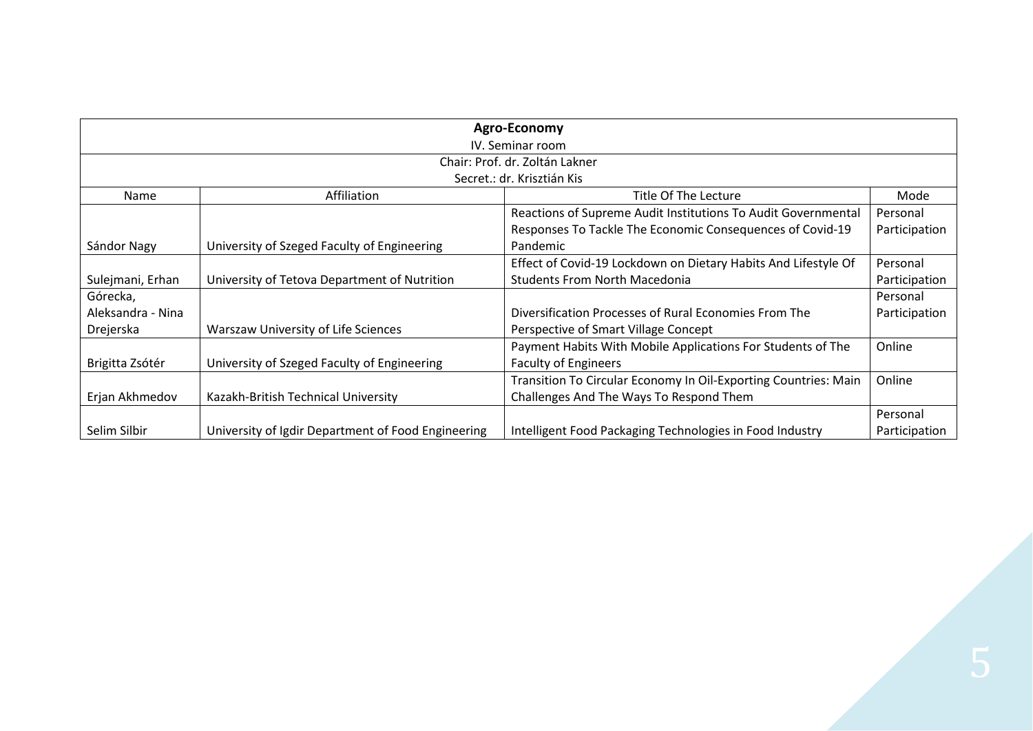| **Agro-Economy**<br>IV. Seminar room | | | |
|---|---|---|---|
| Chair: Prof. dr. Zoltán Lakner<br>Secret.: dr. Krisztián Kis | | | |
| Name | Affiliation | Title Of The Lecture | Mode |
| Sándor Nagy | University of Szeged Faculty of Engineering | Reactions of Supreme Audit Institutions To Audit Governmental Responses To Tackle The Economic Consequences of Covid-19 Pandemic | Personal Participation |
| Sulejmani, Erhan | University of Tetova Department of Nutrition | Effect of Covid-19 Lockdown on Dietary Habits And Lifestyle Of Students From North Macedonia | Personal Participation |
| Górecka, Aleksandra - Nina Drejerska | Warszaw University of Life Sciences | Diversification Processes of Rural Economies From The Perspective of Smart Village Concept | Personal Participation |
| Brigitta Zsótér | University of Szeged Faculty of Engineering | Payment Habits With Mobile Applications For Students of The Faculty of Engineers | Online |
| Erjan Akhmedov | Kazakh-British Technical University | Transition To Circular Economy In Oil-Exporting Countries: Main Challenges And The Ways To Respond Them | Online |
| Selim Silbir | University of Igdir Department of Food Engineering | Intelligent Food Packaging Technologies in Food Industry | Personal Participation |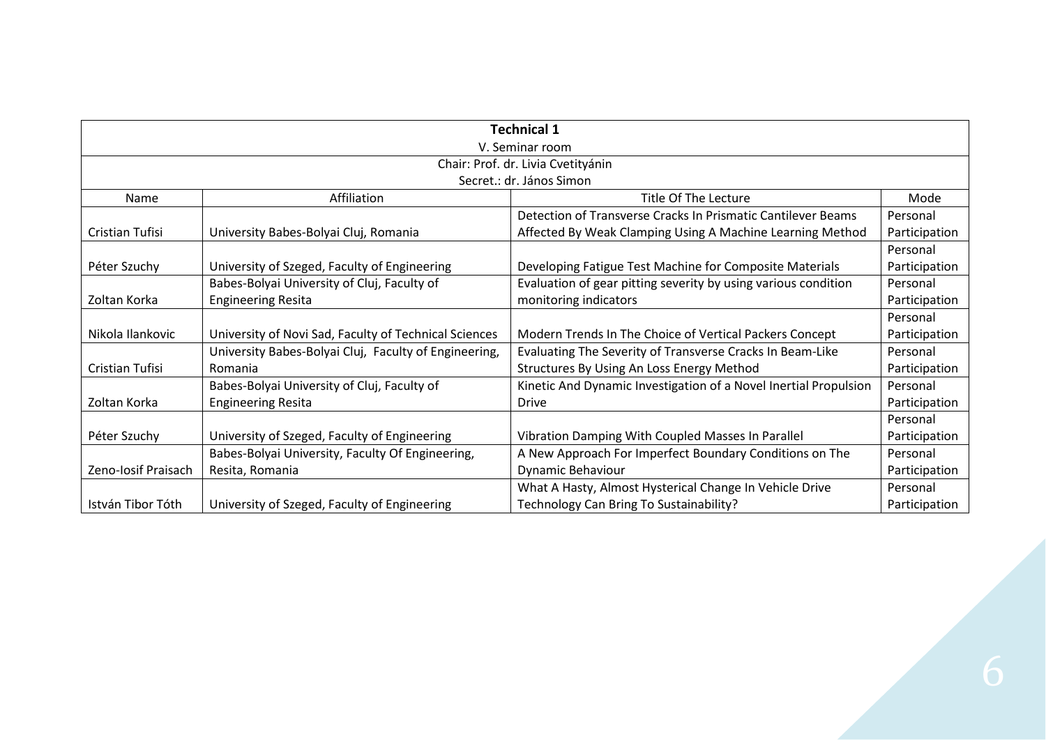| Technical 1 | | | |
|---|---|---|---|
| V. Seminar room | | | |
| Chair: Prof. dr. Livia Cvetityánin | | | |
| Secret.: dr. János Simon | | | |
| Name | Affiliation | Title Of The Lecture | Mode |
| Cristian Tufisi | University Babes-Bolyai Cluj, Romania | Detection of Transverse Cracks In Prismatic Cantilever Beams Affected By Weak Clamping Using A Machine Learning Method | Personal Participation |
| Péter Szuchy | University of Szeged, Faculty of Engineering | Developing Fatigue Test Machine for Composite Materials | Personal Participation |
| Zoltan Korka | Babes-Bolyai University of Cluj, Faculty of Engineering Resita | Evaluation of gear pitting severity by using various condition monitoring indicators | Personal Participation |
| Nikola Ilankovic | University of Novi Sad, Faculty of Technical Sciences | Modern Trends In The Choice of Vertical Packers Concept | Personal Participation |
| Cristian Tufisi | University Babes-Bolyai Cluj, Faculty of Engineering, Romania | Evaluating The Severity of Transverse Cracks In Beam-Like Structures By Using An Loss Energy Method | Personal Participation |
| Zoltan Korka | Babes-Bolyai University of Cluj, Faculty of Engineering Resita | Kinetic And Dynamic Investigation of a Novel Inertial Propulsion Drive | Personal Participation |
| Péter Szuchy | University of Szeged, Faculty of Engineering | Vibration Damping With Coupled Masses In Parallel | Personal Participation |
| Zeno-Iosif Praisach | Babes-Bolyai University, Faculty Of Engineering, Resita, Romania | A New Approach For Imperfect Boundary Conditions on The Dynamic Behaviour | Personal Participation |
| István Tibor Tóth | University of Szeged, Faculty of Engineering | What A Hasty, Almost Hysterical Change In Vehicle Drive Technology Can Bring To Sustainability? | Personal Participation |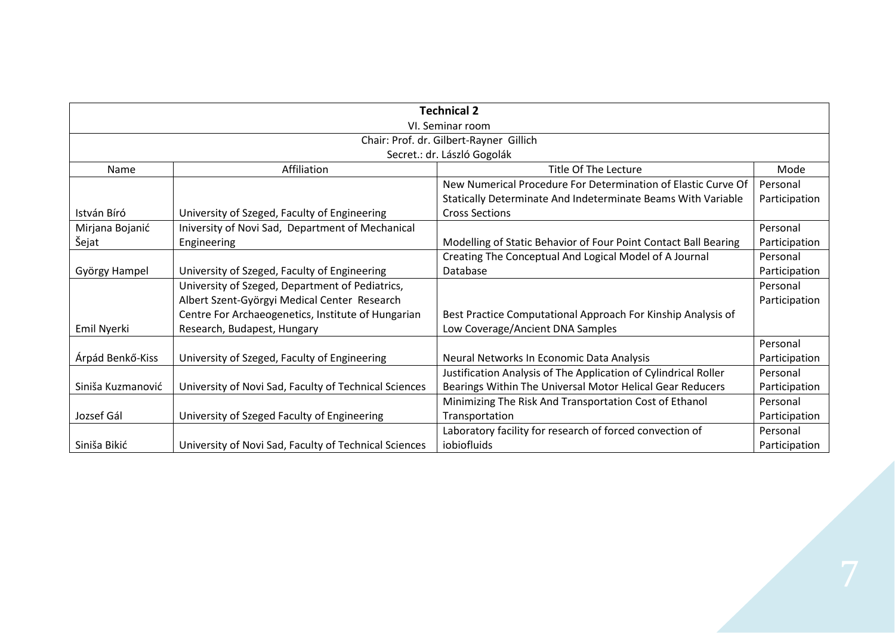| Technical 2 | | | |
|---|---|---|---|
| VI. Seminar room | | | |
| Chair: Prof. dr. Gilbert-Rayner Gillich | | | |
| Secret.: dr. László Gogolák | | | |
| Name | Affiliation | Title Of The Lecture | Mode |
| István Bíró | University of Szeged, Faculty of Engineering | New Numerical Procedure For Determination of Elastic Curve Of Statically Determinate And Indeterminate Beams With Variable Cross Sections | Personal Participation |
| Mirjana Bojanić Šejat | Iniversity of Novi Sad, Department of Mechanical Engineering | Modelling of Static Behavior of Four Point Contact Ball Bearing | Personal Participation |
| György Hampel | University of Szeged, Faculty of Engineering | Creating The Conceptual And Logical Model of A Journal Database | Personal Participation |
| Emil Nyerki | University of Szeged, Department of Pediatrics, Albert Szent-Györgyi Medical Center Research Centre For Archaeogenetics, Institute of Hungarian Research, Budapest, Hungary | Best Practice Computational Approach For Kinship Analysis of Low Coverage/Ancient DNA Samples | Personal Participation |
| Árpád Benkő-Kiss | University of Szeged, Faculty of Engineering | Neural Networks In Economic Data Analysis | Personal Participation |
| Siniša Kuzmanović | University of Novi Sad, Faculty of Technical Sciences | Justification Analysis of The Application of Cylindrical Roller Bearings Within The Universal Motor Helical Gear Reducers | Personal Participation |
| Jozsef Gál | University of Szeged Faculty of Engineering | Minimizing The Risk And Transportation Cost of Ethanol Transportation | Personal Participation |
| Siniša Bikić | University of Novi Sad, Faculty of Technical Sciences | Laboratory facility for research of forced convection of iobiofluids | Personal Participation |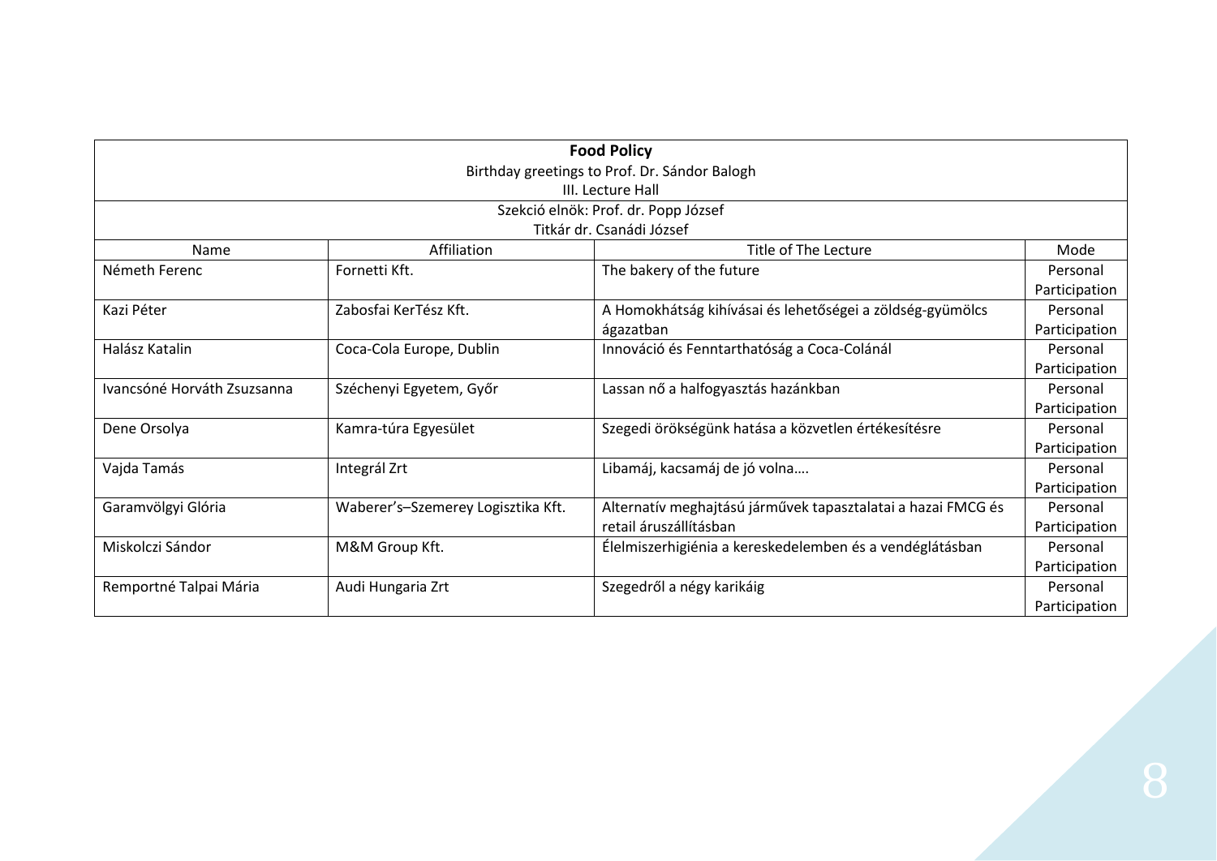| **Food Policy**<br>Birthday greetings to Prof. Dr. Sándor Balogh<br>III. Lecture Hall | | | |
|---|---|---|---|
| Szekció elnök: Prof. dr. Popp József<br>Titkár dr. Csanádi József | | | |
| Name | Affiliation | Title of The Lecture | Mode |
| Németh Ferenc | Fornetti Kft. | The bakery of the future | Personal Participation |
| Kazi Péter | Zabosfai KerTész Kft. | A Homokhátság kihívásai és lehetőségei a zöldség-gyümölcs ágazatban | Personal Participation |
| Halász Katalin | Coca-Cola Europe, Dublin | Innováció és Fenntarthatóság a Coca-Colánál | Personal Participation |
| Ivancsóné Horváth Zsuzsanna | Széchenyi Egyetem, Győr | Lassan nő a halfogyasztás hazánkban | Personal Participation |
| Dene Orsolya | Kamra-túra Egyesület | Szegedi örökségünk hatása a közvetlen értékesítésre | Personal Participation |
| Vajda Tamás | Integrál Zrt | Libamáj, kacsamáj de jó volna…. | Personal Participation |
| Garamvölgyi Glória | Waberer's–Szemerey Logisztika Kft. | Alternatív meghajtású járművek tapasztalatai a hazai FMCG és retail áruszállításban | Personal Participation |
| Miskolczi Sándor | M&M Group Kft. | Élelmiszerhigiénia a kereskedelemben és a vendéglátásban | Personal Participation |
| Remportné Talpai Mária | Audi Hungaria Zrt | Szegedről a négy karikáig | Personal Participation |